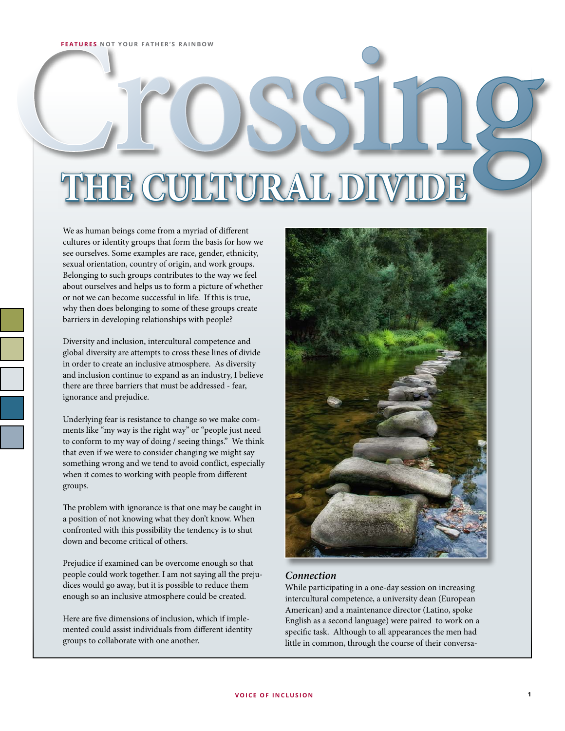# Crossing THE CULTURAL DIVIDE

We as human beings come from a myriad of different cultures or identity groups that form the basis for how we see ourselves. Some examples are race, gender, ethnicity, sexual orientation, country of origin, and work groups. Belonging to such groups contributes to the way we feel about ourselves and helps us to form a picture of whether or not we can become successful in life. If this is true, why then does belonging to some of these groups create barriers in developing relationships with people?

Diversity and inclusion, intercultural competence and global diversity are attempts to cross these lines of divide in order to create an inclusive atmosphere. As diversity and inclusion continue to expand as an industry, I believe there are three barriers that must be addressed - fear, ignorance and prejudice.

Underlying fear is resistance to change so we make comments like "my way is the right way" or "people just need to conform to my way of doing / seeing things." We think that even if we were to consider changing we might say something wrong and we tend to avoid conflict, especially when it comes to working with people from different groups.

The problem with ignorance is that one may be caught in a position of not knowing what they don't know. When confronted with this possibility the tendency is to shut down and become critical of others.

Prejudice if examined can be overcome enough so that people could work together. I am not saying all the prejudices would go away, but it is possible to reduce them enough so an inclusive atmosphere could be created.

Here are five dimensions of inclusion, which if implemented could assist individuals from different identity groups to collaborate with one another.

### *Connection*

While participating in a one-day session on increasing intercultural competence, a university dean (European American) and a maintenance director (Latino, spoke English as a second language) were paired to work on a specific task. Although to all appearances the men had little in common, through the course of their conversa-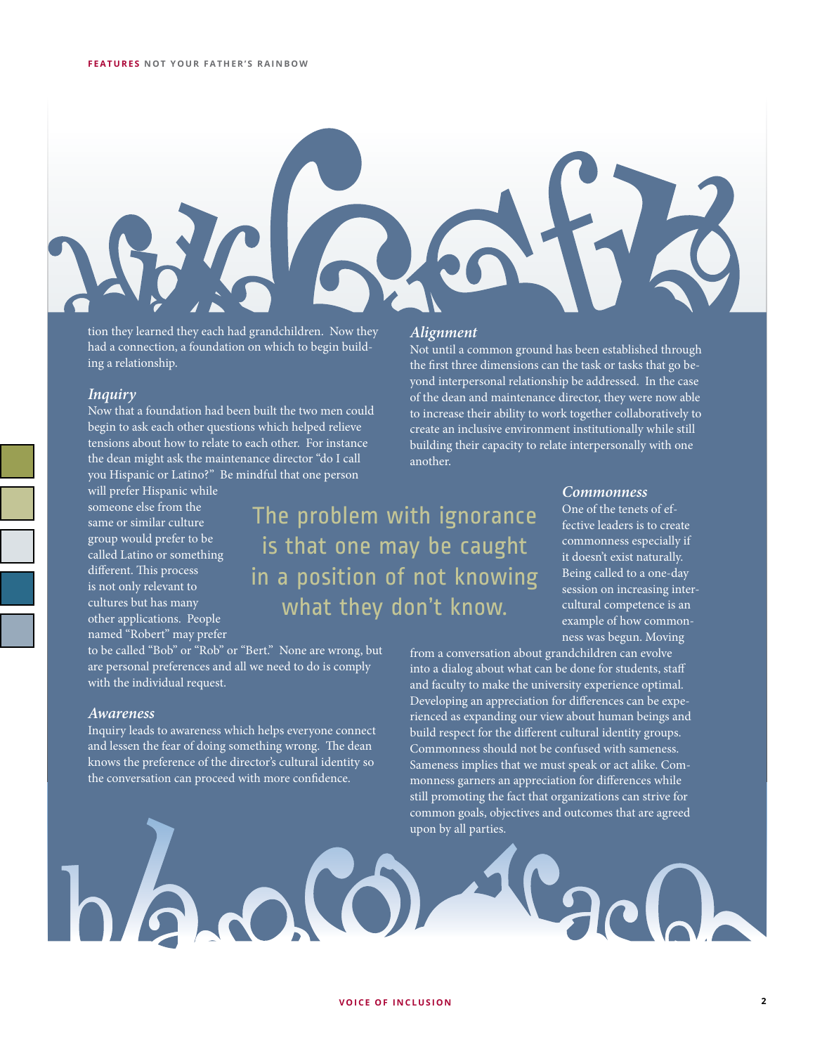tion they learned they each had grandchildren. Now they had a connection, a foundation on which to begin building a relationship.

### *Inquiry*

Now that a foundation had been built the two men could begin to ask each other questions which helped relieve tensions about how to relate to each other. For instance the dean might ask the maintenance director "do I call you Hispanic or Latino?" Be mindful that one person will prefer Hispanic while someone else from the same or similar culture group would prefer to be called Latino or something different. This process is not only relevant to cultures but has many other applications. People named "Robert" may prefer to be called "Bob" or "Rob" or "Bert." None are wrong, but are personal preferences and all we need to do is comply with the individual request.

> The problem with ignorance is that one may be caught in a position of not knowing what they don't know.

### *Awareness*

Inquiry leads to awareness which helps everyone connect and lessen the fear of doing something wrong. The dean knows the preference of the director's cultural identity so the conversation can proceed with more confidence.

### *Alignment*

Not until a common ground has been established through the first three dimensions can the task or tasks that go beyond interpersonal relationship be addressed. In the case of the dean and maintenance director, they were now able to increase their ability to work together collaboratively to create an inclusive environment institutionally while still building their capacity to relate interpersonally with one another.

### *Commonness*

One of the tenets of effective leaders is to create commonness especially if it doesn't exist naturally. Being called to a one-day session on increasing intercultural competence is an example of how commonness was begun. Moving from a conversation about grandchildren can evolve into a dialog about what can be done for students, staff and faculty to make the university experience optimal. Developing an appreciation for differences can be experienced as expanding our view about human beings and build respect for the different cultural identity groups. Commonness should not be confused with sameness. Sameness implies that we must speak or act alike. Commonness garners an appreciation for differences while still promoting the fact that organizations can strive for common goals, objectives and outcomes that are agreed upon by all parties.